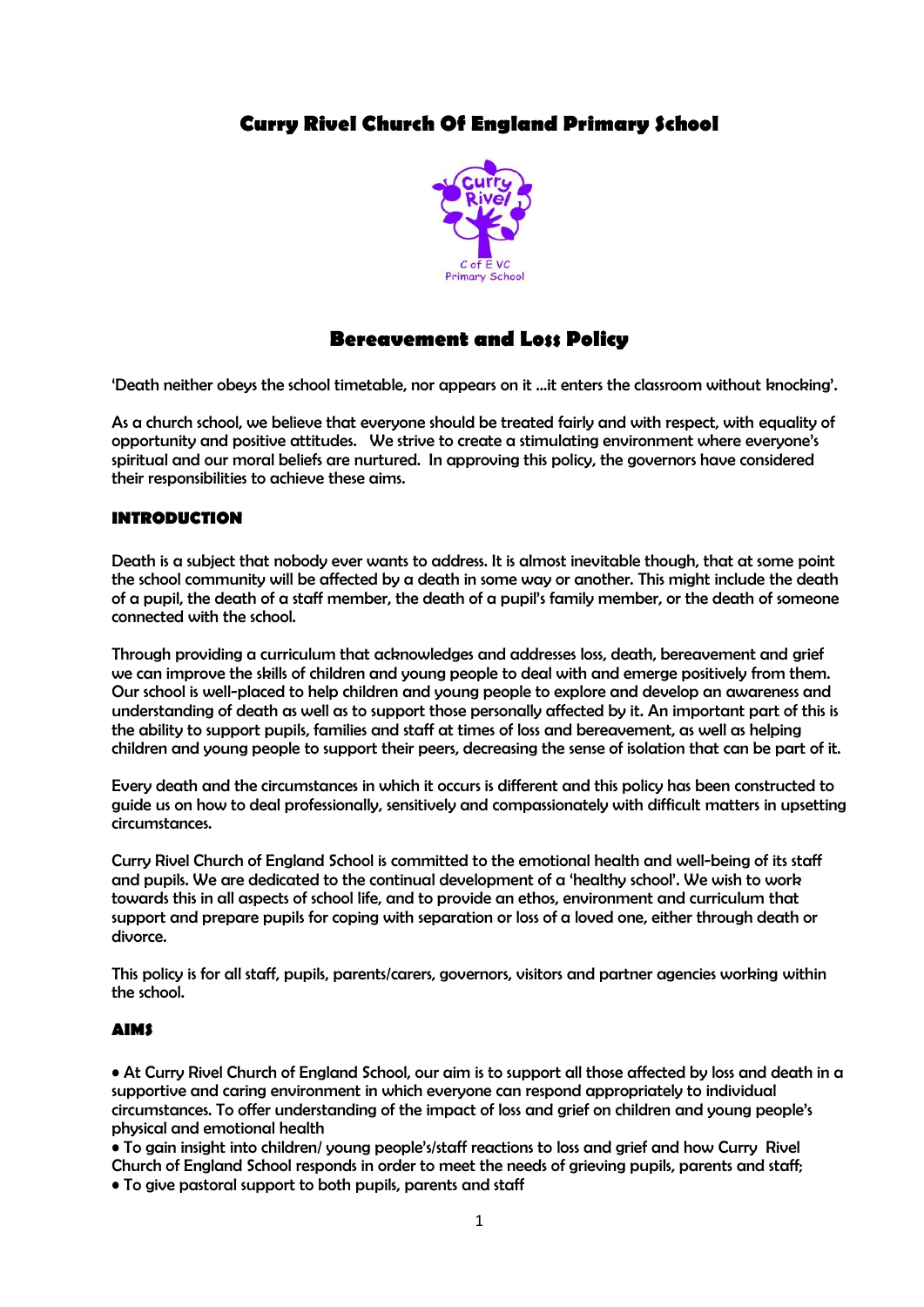# Curry Rivel Church Of England Primary School

## Bereavement and Loss Policy

'Death neither obeys the school timetable, nor appears on it ...it enters the classroom without knocking'.

As a church school, we believe that everyone should be treated fairly and with respect, with equality of opportunity and positive attitudes. We strive to create a stimulating environment where everyone's spiritual and our moral beliefs are nurtured. In approving this policy, the governors have considered their responsibilities to achieve these aims.

### INTRODUCTION

Death is a subject that nobody ever wants to address. It is almost inevitable though, that at some point the school community will be affected by a death in some way or another. This might include the death of a pupil, the death of a staff member, the death of a pupil's family member, or the death of someone connected with the school.

Through providing a curriculum that acknowledges and addresses loss, death, bereavement and grief we can improve the skills of children and young people to deal with and emerge positively from them. Our school is well-placed to help children and young people to explore and develop an awareness and understanding of death as well as to support those personally affected by it. An important part of this is the ability to support pupils, families and staff at times of loss and bereavement, as well as helping children and young people to support their peers, decreasing the sense of isolation that can be part of it.

Every death and the circumstances in which it occurs is different and this policy has been constructed to guide us on how to deal professionally, sensitively and compassionately with difficult matters in upsetting circumstances.

Curry Rivel Church of England School is committed to the emotional health and well-being of its staff and pupils. We are dedicated to the continual development of a 'healthy school'. We wish to work towards this in all aspects of school life, and to provide an ethos, environment and curriculum that support and prepare pupils for coping with separation or loss of a loved one, either through death or divorce.

This policy is for all staff, pupils, parents/carers, governors, visitors and partner agencies working within the school.

### AIMS

- At Curry Rivel Church of England School, our aim is to support all those affected by loss and death in a supportive and caring environment in which everyone can respond appropriately to individual circumstances. To offer understanding of the impact of loss and grief on children and young people's physical and emotional health
- To gain insight into children/ young people's/staff reactions to loss and grief and how Curry Rivel Church of England School responds in order to meet the needs of grieving pupils, parents and staff;
- To give pastoral support to both pupils, parents and staff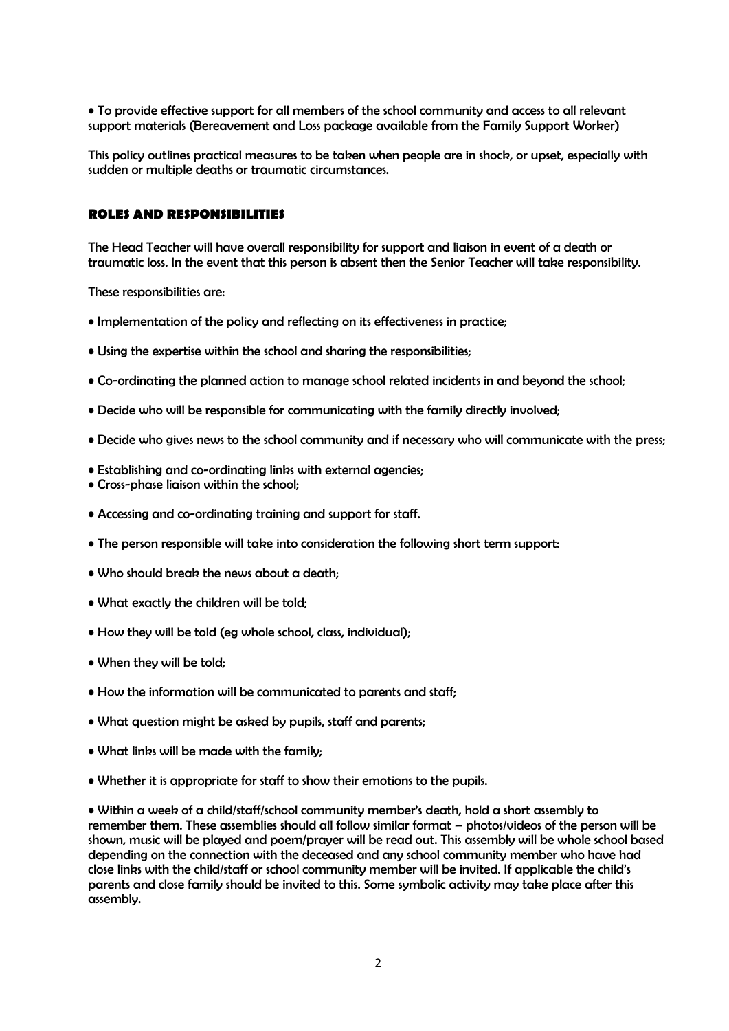- To provide effective support for all members of the school community and access to all relevant support materials (Bereavement and Loss package available from the Family Support Worker)

This policy outlines practical measures to be taken when people are in shock, or upset, especially with sudden or multiple deaths or traumatic circumstances.

## ROLES AND RESPONSIBILITIES

The Head Teacher will have overall responsibility for support and liaison in event of a death or traumatic loss. In the event that this person is absent then the Senior Teacher will take responsibility.

These responsibilities are:

- Implementation of the policy and reflecting on its effectiveness in practice;
- Using the expertise within the school and sharing the responsibilities;
- Co-ordinating the planned action to manage school related incidents in and beyond the school;
- Decide who will be responsible for communicating with the family directly involved;
- Decide who gives news to the school community and if necessary who will communicate with the press;
- Establishing and co-ordinating links with external agencies;
- Cross-phase liaison within the school;
- Accessing and co-ordinating training and support for staff.
- The person responsible will take into consideration the following short term support:
- Who should break the news about a death;
- What exactly the children will be told;
- How they will be told (eg whole school, class, individual);
- When they will be told;
- How the information will be communicated to parents and staff;
- What question might be asked by pupils, staff and parents;
- What links will be made with the family;
- Whether it is appropriate for staff to show their emotions to the pupils.
- Within a week of a child/staff/school community member's death, hold a short assembly to remember them. These assemblies should all follow similar format – photos/videos of the person will be shown, music will be played and poem/prayer will be read out. This assembly will be whole school based depending on the connection with the deceased and any school community member who have had close links with the child/staff or school community member will be invited. If applicable the child's parents and close family should be invited to this. Some symbolic activity may take place after this assembly.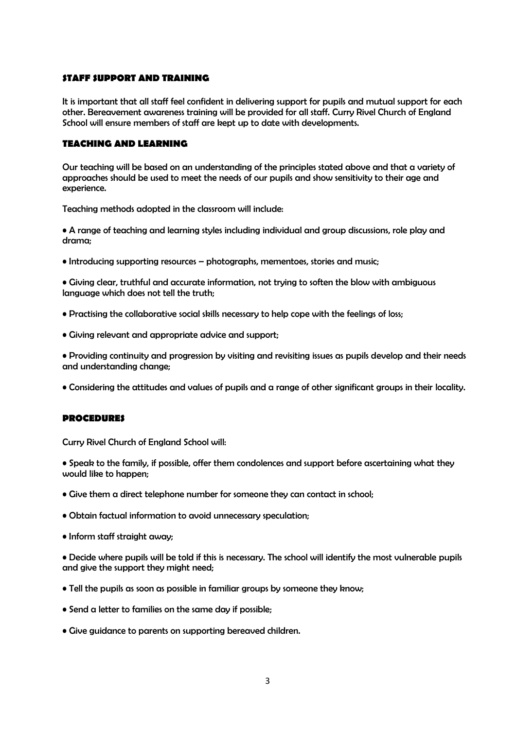## STAFF SUPPORT AND TRAINING

It is important that all staff feel confident in delivering support for pupils and mutual support for each other. Bereavement awareness training will be provided for all staff. Curry Rivel Church of England School will ensure members of staff are kept up to date with developments.

## TEACHING AND LEARNING

Our teaching will be based on an understanding of the principles stated above and that a variety of approaches should be used to meet the needs of our pupils and show sensitivity to their age and experience.

Teaching methods adopted in the classroom will include:

- A range of teaching and learning styles including individual and group discussions, role play and drama;
- Introducing supporting resources – photographs, mementoes, stories and music;
- Giving clear, truthful and accurate information, not trying to soften the blow with ambiguous language which does not tell the truth;
- Practising the collaborative social skills necessary to help cope with the feelings of loss;
- Giving relevant and appropriate advice and support;
- Providing continuity and progression by visiting and revisiting issues as pupils develop and their needs and understanding change;
- Considering the attitudes and values of pupils and a range of other significant groups in their locality.

## PROCEDURES

Curry Rivel Church of England School will:

- Speak to the family, if possible, offer them condolences and support before ascertaining what they would like to happen;
- Give them a direct telephone number for someone they can contact in school;
- Obtain factual information to avoid unnecessary speculation;
- Inform staff straight away;
- Decide where pupils will be told if this is necessary. The school will identify the most vulnerable pupils and give the support they might need;
- Tell the pupils as soon as possible in familiar groups by someone they know;
- Send a letter to families on the same day if possible;
- Give guidance to parents on supporting bereaved children.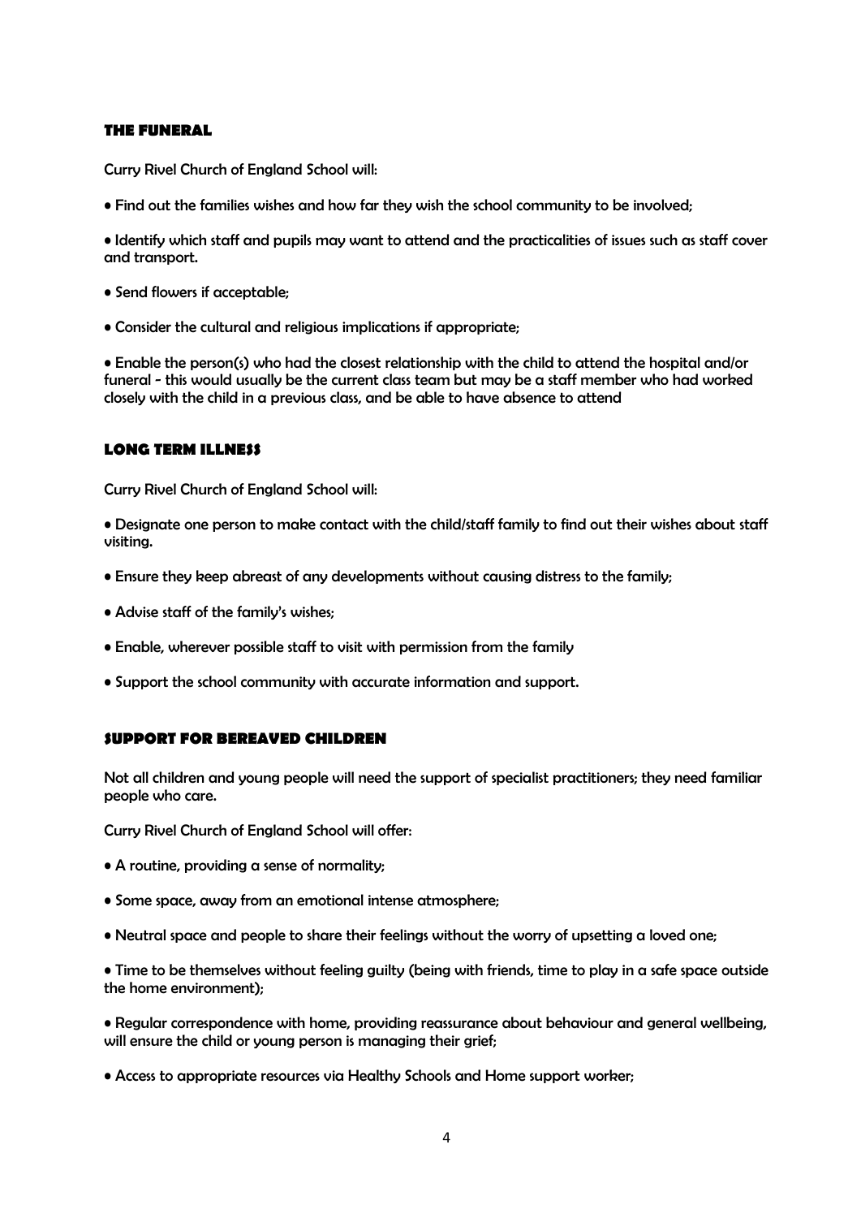## THE FUNERAL

Curry Rivel Church of England School will:

- Find out the families wishes and how far they wish the school community to be involved;
- Identify which staff and pupils may want to attend and the practicalities of issues such as staff cover and transport.
- Send flowers if acceptable;
- Consider the cultural and religious implications if appropriate;
- Enable the person(s) who had the closest relationship with the child to attend the hospital and/or funeral - this would usually be the current class team but may be a staff member who had worked closely with the child in a previous class, and be able to have absence to attend

## LONG TERM ILLNESS

Curry Rivel Church of England School will:

- Designate one person to make contact with the child/staff family to find out their wishes about staff visiting.
- Ensure they keep abreast of any developments without causing distress to the family;
- Advise staff of the family's wishes;
- Enable, wherever possible staff to visit with permission from the family
- Support the school community with accurate information and support.

## SUPPORT FOR BEREAVED CHILDREN

Not all children and young people will need the support of specialist practitioners; they need familiar people who care.

Curry Rivel Church of England School will offer:

- A routine, providing a sense of normality;
- Some space, away from an emotional intense atmosphere;
- Neutral space and people to share their feelings without the worry of upsetting a loved one;
- Time to be themselves without feeling guilty (being with friends, time to play in a safe space outside the home environment);
- Regular correspondence with home, providing reassurance about behaviour and general wellbeing, will ensure the child or young person is managing their grief;
- Access to appropriate resources via Healthy Schools and Home support worker;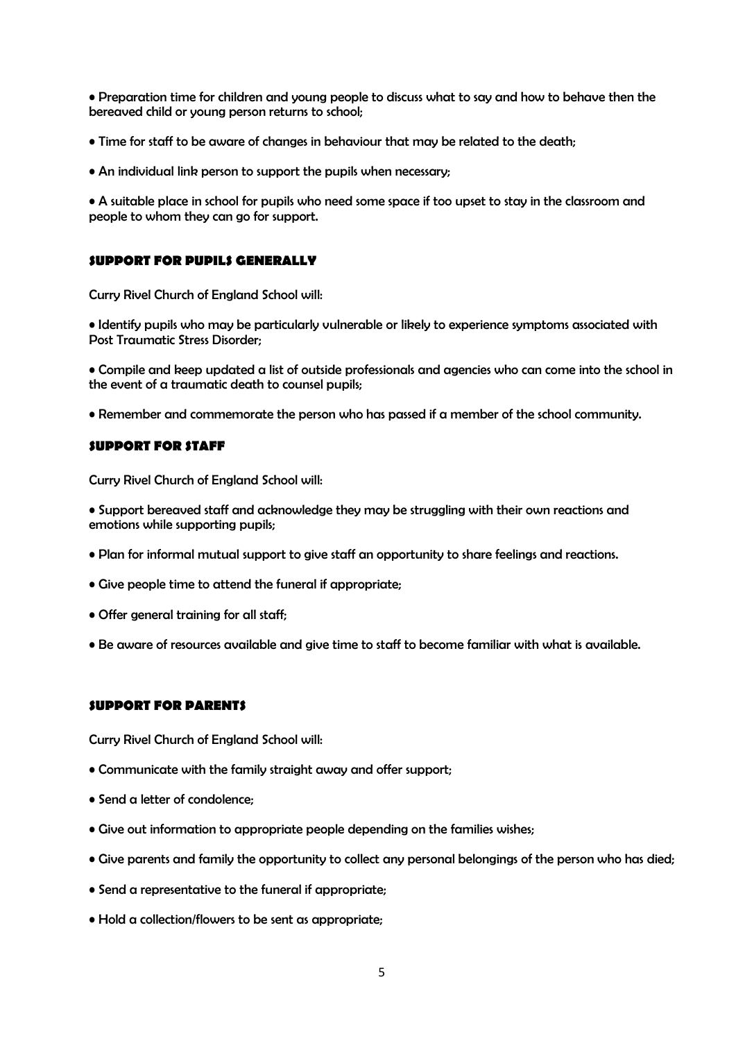- Preparation time for children and young people to discuss what to say and how to behave then the bereaved child or young person returns to school;
- Time for staff to be aware of changes in behaviour that may be related to the death;
- An individual link person to support the pupils when necessary;
- A suitable place in school for pupils who need some space if too upset to stay in the classroom and people to whom they can go for support.

## SUPPORT FOR PUPILS GENERALLY

Curry Rivel Church of England School will:

- Identify pupils who may be particularly vulnerable or likely to experience symptoms associated with Post Traumatic Stress Disorder;
- Compile and keep updated a list of outside professionals and agencies who can come into the school in the event of a traumatic death to counsel pupils;
- Remember and commemorate the person who has passed if a member of the school community.

## SUPPORT FOR STAFF

Curry Rivel Church of England School will:

- Support bereaved staff and acknowledge they may be struggling with their own reactions and emotions while supporting pupils;
- Plan for informal mutual support to give staff an opportunity to share feelings and reactions.
- Give people time to attend the funeral if appropriate;
- Offer general training for all staff;
- Be aware of resources available and give time to staff to become familiar with what is available.

## SUPPORT FOR PARENTS

Curry Rivel Church of England School will:

- Communicate with the family straight away and offer support;
- Send a letter of condolence;
- Give out information to appropriate people depending on the families wishes;
- Give parents and family the opportunity to collect any personal belongings of the person who has died;
- Send a representative to the funeral if appropriate;
- Hold a collection/flowers to be sent as appropriate;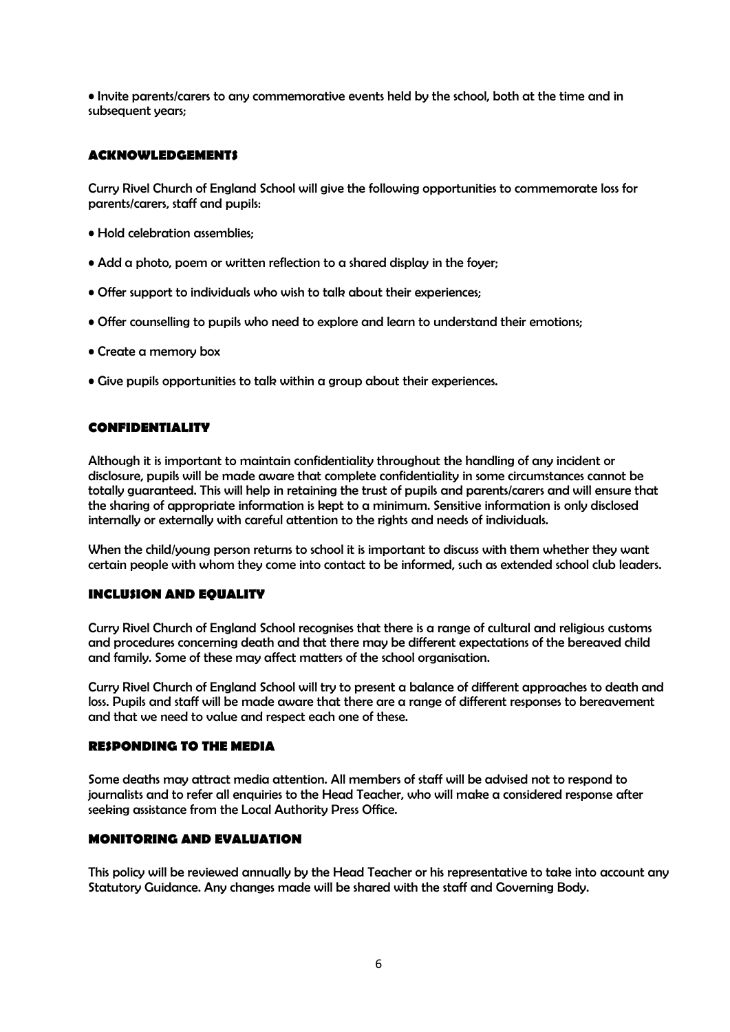- Invite parents/carers to any commemorative events held by the school, both at the time and in subsequent years;

## ACKNOWLEDGEMENTS

Curry Rivel Church of England School will give the following opportunities to commemorate loss for parents/carers, staff and pupils:

- Hold celebration assemblies;
- Add a photo, poem or written reflection to a shared display in the foyer;
- Offer support to individuals who wish to talk about their experiences;
- Offer counselling to pupils who need to explore and learn to understand their emotions;
- Create a memory box
- Give pupils opportunities to talk within a group about their experiences.

## CONFIDENTIALITY

Although it is important to maintain confidentiality throughout the handling of any incident or disclosure, pupils will be made aware that complete confidentiality in some circumstances cannot be totally guaranteed. This will help in retaining the trust of pupils and parents/carers and will ensure that the sharing of appropriate information is kept to a minimum. Sensitive information is only disclosed internally or externally with careful attention to the rights and needs of individuals.

When the child/young person returns to school it is important to discuss with them whether they want certain people with whom they come into contact to be informed, such as extended school club leaders.

## INCLUSION AND EQUALITY

Curry Rivel Church of England School recognises that there is a range of cultural and religious customs and procedures concerning death and that there may be different expectations of the bereaved child and family. Some of these may affect matters of the school organisation.

Curry Rivel Church of England School will try to present a balance of different approaches to death and loss. Pupils and staff will be made aware that there are a range of different responses to bereavement and that we need to value and respect each one of these.

## RESPONDING TO THE MEDIA

Some deaths may attract media attention. All members of staff will be advised not to respond to journalists and to refer all enquiries to the Head Teacher, who will make a considered response after seeking assistance from the Local Authority Press Office.

## MONITORING AND EVALUATION

This policy will be reviewed annually by the Head Teacher or his representative to take into account any Statutory Guidance. Any changes made will be shared with the staff and Governing Body.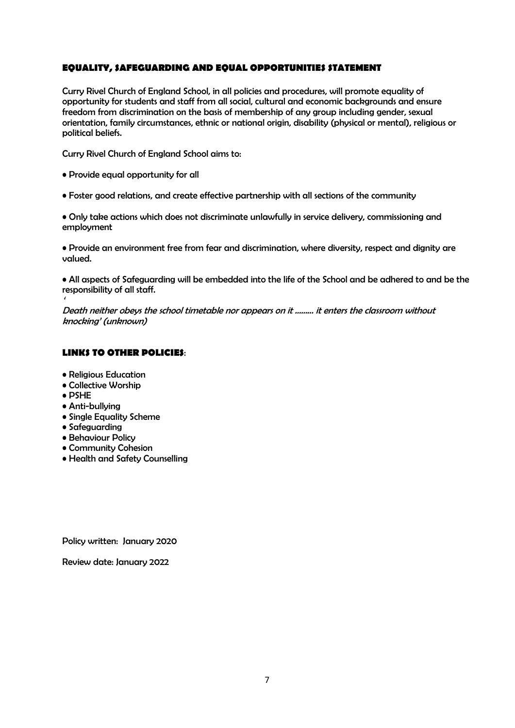## EQUALITY, SAFEGUARDING AND EQUAL OPPORTUNITIES STATEMENT

Curry Rivel Church of England School, in all policies and procedures, will promote equality of opportunity for students and staff from all social, cultural and economic backgrounds and ensure freedom from discrimination on the basis of membership of any group including gender, sexual orientation, family circumstances, ethnic or national origin, disability (physical or mental), religious or political beliefs.

Curry Rivel Church of England School aims to:

- Provide equal opportunity for all
- Foster good relations, and create effective partnership with all sections of the community
- Only take actions which does not discriminate unlawfully in service delivery, commissioning and employment
- Provide an environment free from fear and discrimination, where diversity, respect and dignity are valued.
- All aspects of Safeguarding will be embedded into the life of the School and be adhered to and be the responsibility of all staff.

*'Death neither obeys the school timetable nor appears on it ......... it enters the classroom without knocking' (unknown)*

## LINKS TO OTHER POLICIES:

- Religious Education
- Collective Worship
- PSHE
- Anti-bullying
- Single Equality Scheme
- Safeguarding
- Behaviour Policy
- Community Cohesion
- Health and Safety Counselling

Policy written: January 2020

Review date: January 2022